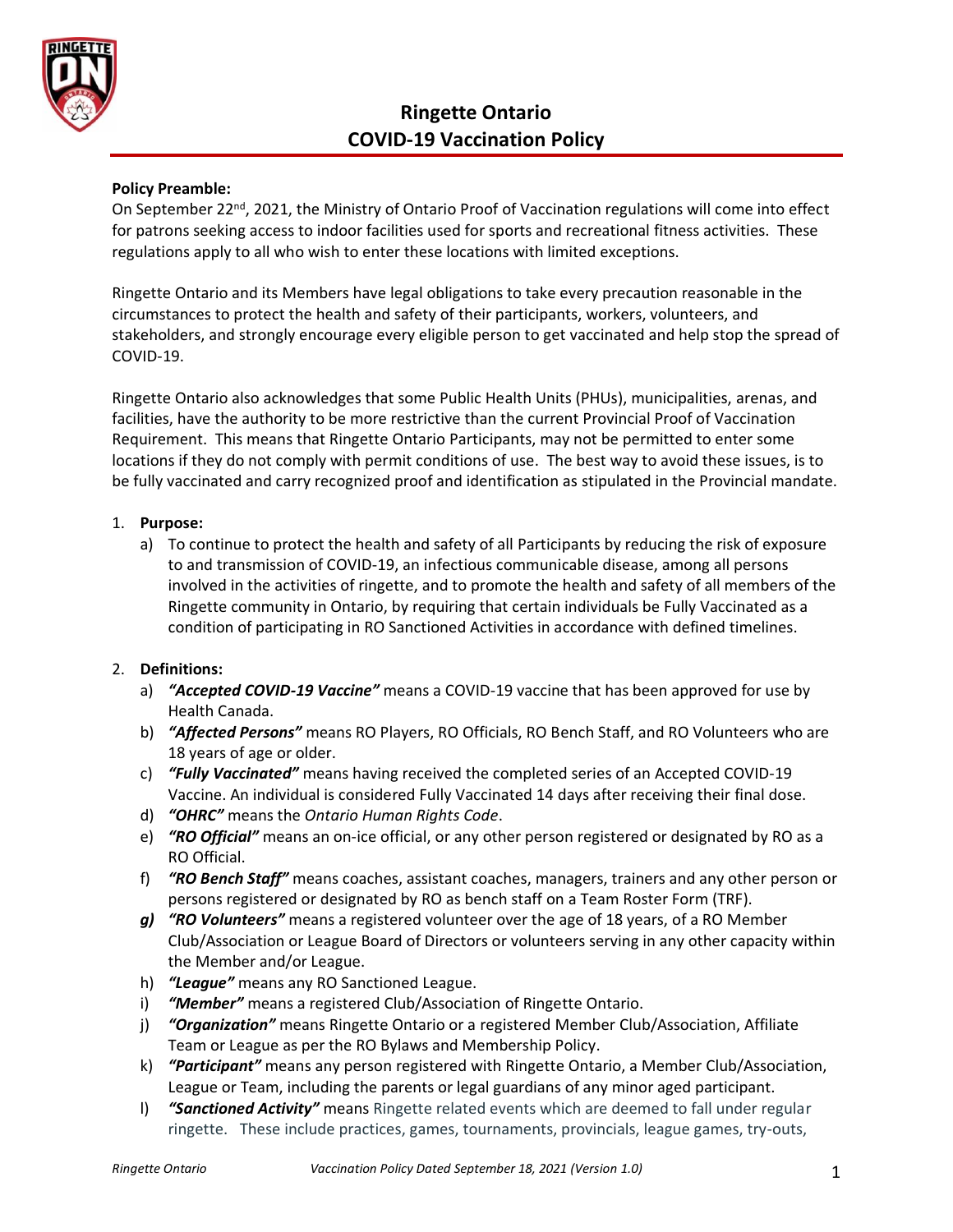# Ringette Ontario
# COVID-19 Vaccination Policy

**Policy Preamble:**
On September 22nd, 2021, the Ministry of Ontario Proof of Vaccination regulations will come into effect for patrons seeking access to indoor facilities used for sports and recreational fitness activities. These regulations apply to all who wish to enter these locations with limited exceptions.

Ringette Ontario and its Members have legal obligations to take every precaution reasonable in the circumstances to protect the health and safety of their participants, workers, volunteers, and stakeholders, and strongly encourage every eligible person to get vaccinated and help stop the spread of COVID-19.

Ringette Ontario also acknowledges that some Public Health Units (PHUs), municipalities, arenas, and facilities, have the authority to be more restrictive than the current Provincial Proof of Vaccination Requirement. This means that Ringette Ontario Participants, may not be permitted to enter some locations if they do not comply with permit conditions of use. The best way to avoid these issues, is to be fully vaccinated and carry recognized proof and identification as stipulated in the Provincial mandate.

1. **Purpose:**
   a) To continue to protect the health and safety of all Participants by reducing the risk of exposure to and transmission of COVID-19, an infectious communicable disease, among all persons involved in the activities of ringette, and to promote the health and safety of all members of the Ringette community in Ontario, by requiring that certain individuals be Fully Vaccinated as a condition of participating in RO Sanctioned Activities in accordance with defined timelines.

2. **Definitions:**
   a) ***"Accepted COVID-19 Vaccine"*** means a COVID-19 vaccine that has been approved for use by Health Canada.
   b) ***"Affected Persons"*** means RO Players, RO Officials, RO Bench Staff, and RO Volunteers who are 18 years of age or older.
   c) ***"Fully Vaccinated"*** means having received the completed series of an Accepted COVID-19 Vaccine. An individual is considered Fully Vaccinated 14 days after receiving their final dose.
   d) ***"OHRC"*** means the *Ontario Human Rights Code*.
   e) ***"RO Official"*** means an on-ice official, or any other person registered or designated by RO as a RO Official.
   f) ***"RO Bench Staff"*** means coaches, assistant coaches, managers, trainers and any other person or persons registered or designated by RO as bench staff on a Team Roster Form (TRF).
   ***g)*** ***"RO Volunteers"*** means a registered volunteer over the age of 18 years, of a RO Member Club/Association or League Board of Directors or volunteers serving in any other capacity within the Member and/or League.
   h) ***"League"*** means any RO Sanctioned League.
   i) ***"Member"*** means a registered Club/Association of Ringette Ontario.
   j) ***"Organization"*** means Ringette Ontario or a registered Member Club/Association, Affiliate Team or League as per the RO Bylaws and Membership Policy.
   k) ***"Participant"*** means any person registered with Ringette Ontario, a Member Club/Association, League or Team, including the parents or legal guardians of any minor aged participant.
   l) ***"Sanctioned Activity"*** means Ringette related events which are deemed to fall under regular ringette. These include practices, games, tournaments, provincials, league games, try-outs,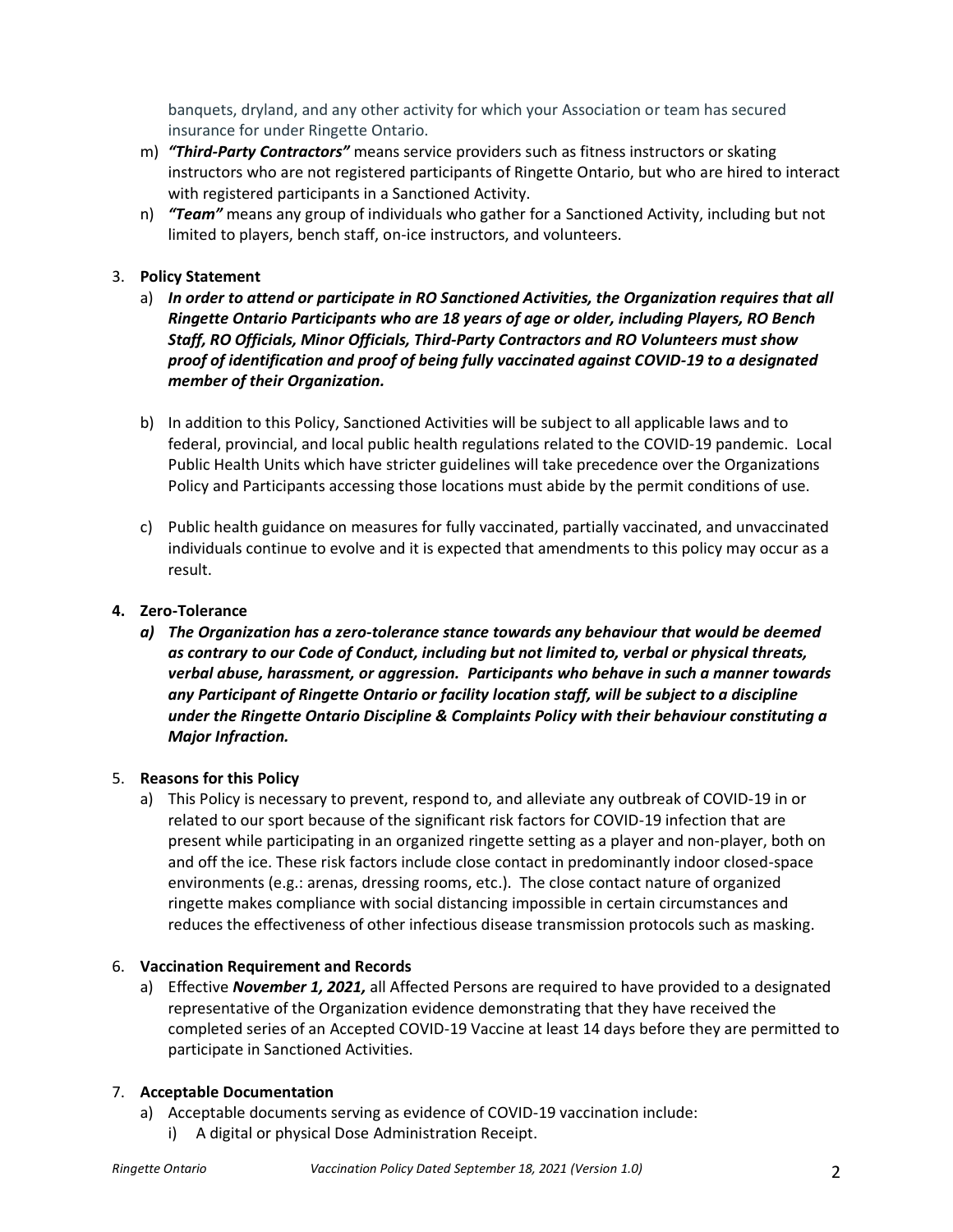banquets, dryland, and any other activity for which your Association or team has secured insurance for under Ringette Ontario.

m) ***"Third-Party Contractors"*** means service providers such as fitness instructors or skating instructors who are not registered participants of Ringette Ontario, but who are hired to interact with registered participants in a Sanctioned Activity.

n) ***"Team"*** means any group of individuals who gather for a Sanctioned Activity, including but not limited to players, bench staff, on-ice instructors, and volunteers.

3. **Policy Statement**

a) ***In order to attend or participate in RO Sanctioned Activities, the Organization requires that all Ringette Ontario Participants who are 18 years of age or older, including Players, RO Bench Staff, RO Officials, Minor Officials, Third-Party Contractors and RO Volunteers must show proof of identification and proof of being fully vaccinated against COVID-19 to a designated member of their Organization.***

b) In addition to this Policy, Sanctioned Activities will be subject to all applicable laws and to federal, provincial, and local public health regulations related to the COVID-19 pandemic. Local Public Health Units which have stricter guidelines will take precedence over the Organizations Policy and Participants accessing those locations must abide by the permit conditions of use.

c) Public health guidance on measures for fully vaccinated, partially vaccinated, and unvaccinated individuals continue to evolve and it is expected that amendments to this policy may occur as a result.

4. **Zero-Tolerance**

***a) The Organization has a zero-tolerance stance towards any behaviour that would be deemed as contrary to our Code of Conduct, including but not limited to, verbal or physical threats, verbal abuse, harassment, or aggression. Participants who behave in such a manner towards any Participant of Ringette Ontario or facility location staff, will be subject to a discipline under the Ringette Ontario Discipline & Complaints Policy with their behaviour constituting a Major Infraction.***

5. **Reasons for this Policy**

a) This Policy is necessary to prevent, respond to, and alleviate any outbreak of COVID-19 in or related to our sport because of the significant risk factors for COVID-19 infection that are present while participating in an organized ringette setting as a player and non-player, both on and off the ice. These risk factors include close contact in predominantly indoor closed-space environments (e.g.: arenas, dressing rooms, etc.). The close contact nature of organized ringette makes compliance with social distancing impossible in certain circumstances and reduces the effectiveness of other infectious disease transmission protocols such as masking.

6. **Vaccination Requirement and Records**

a) Effective ***November 1, 2021,*** all Affected Persons are required to have provided to a designated representative of the Organization evidence demonstrating that they have received the completed series of an Accepted COVID-19 Vaccine at least 14 days before they are permitted to participate in Sanctioned Activities.

7. **Acceptable Documentation**

a) Acceptable documents serving as evidence of COVID-19 vaccination include:

i) A digital or physical Dose Administration Receipt.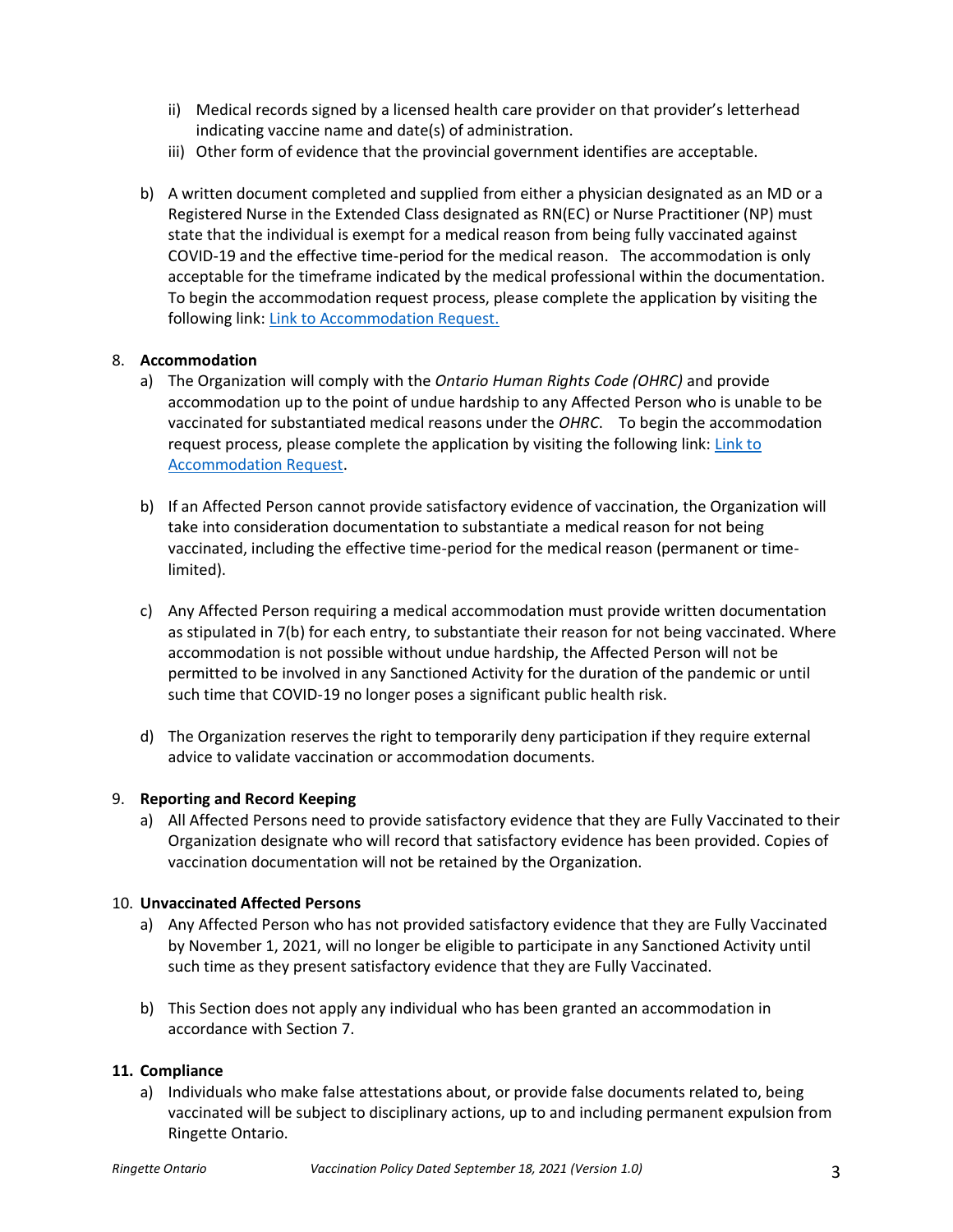ii) Medical records signed by a licensed health care provider on that provider's letterhead indicating vaccine name and date(s) of administration.

   iii) Other form of evidence that the provincial government identifies are acceptable.

b) A written document completed and supplied from either a physician designated as an MD or a Registered Nurse in the Extended Class designated as RN(EC) or Nurse Practitioner (NP) must state that the individual is exempt for a medical reason from being fully vaccinated against COVID-19 and the effective time-period for the medical reason. The accommodation is only acceptable for the timeframe indicated by the medical professional within the documentation. To begin the accommodation request process, please complete the application by visiting the following link: Link to Accommodation Request.

8. **Accommodation**

   a) The Organization will comply with the *Ontario Human Rights Code (OHRC)* and provide accommodation up to the point of undue hardship to any Affected Person who is unable to be vaccinated for substantiated medical reasons under the *OHRC*. To begin the accommodation request process, please complete the application by visiting the following link: Link to Accommodation Request.

   b) If an Affected Person cannot provide satisfactory evidence of vaccination, the Organization will take into consideration documentation to substantiate a medical reason for not being vaccinated, including the effective time-period for the medical reason (permanent or time-limited).

   c) Any Affected Person requiring a medical accommodation must provide written documentation as stipulated in 7(b) for each entry, to substantiate their reason for not being vaccinated. Where accommodation is not possible without undue hardship, the Affected Person will not be permitted to be involved in any Sanctioned Activity for the duration of the pandemic or until such time that COVID-19 no longer poses a significant public health risk.

   d) The Organization reserves the right to temporarily deny participation if they require external advice to validate vaccination or accommodation documents.

9. **Reporting and Record Keeping**

   a) All Affected Persons need to provide satisfactory evidence that they are Fully Vaccinated to their Organization designate who will record that satisfactory evidence has been provided. Copies of vaccination documentation will not be retained by the Organization.

10. **Unvaccinated Affected Persons**

    a) Any Affected Person who has not provided satisfactory evidence that they are Fully Vaccinated by November 1, 2021, will no longer be eligible to participate in any Sanctioned Activity until such time as they present satisfactory evidence that they are Fully Vaccinated.

    b) This Section does not apply any individual who has been granted an accommodation in accordance with Section 7.

11. **Compliance**

    a) Individuals who make false attestations about, or provide false documents related to, being vaccinated will be subject to disciplinary actions, up to and including permanent expulsion from Ringette Ontario.